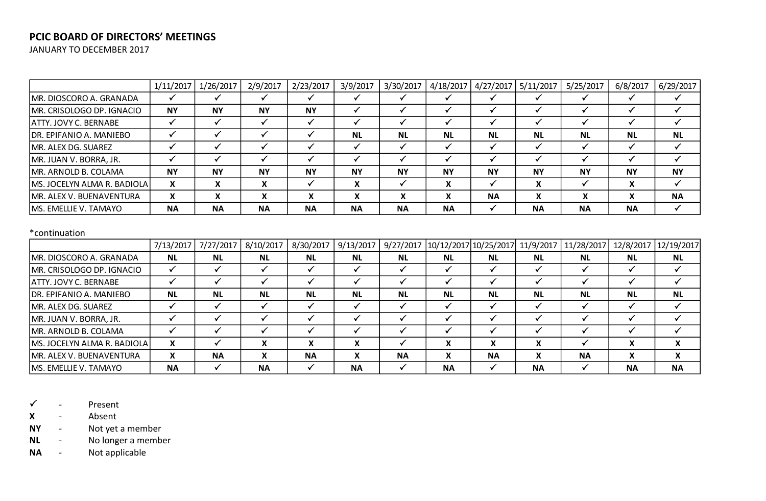**PCIC BOARD OF DIRECTORS' MEETINGS**

JANUARY TO DECEMBER 2017

| | 1/11/2017 | 1/26/2017 | 2/9/2017 | 2/23/2017 | 3/9/2017 | 3/30/2017 | 4/18/2017 | 4/27/2017 | 5/11/2017 | 5/25/2017 | 6/8/2017 | 6/29/2017 |
|---|---|---|---|---|---|---|---|---|---|---|---|---|
| MR. DIOSCORO A. GRANADA | ✓ | ✓ | ✓ | ✓ | ✓ | ✓ | ✓ | ✓ | ✓ | ✓ | ✓ | ✓ |
| MR. CRISOLOGO DP. IGNACIO | **NY** | **NY** | **NY** | **NY** | ✓ | ✓ | ✓ | ✓ | ✓ | ✓ | ✓ | ✓ |
| ATTY. JOVY C. BERNABE | ✓ | ✓ | ✓ | ✓ | ✓ | ✓ | ✓ | ✓ | ✓ | ✓ | ✓ | ✓ |
| DR. EPIFANIO A. MANIEBO | ✓ | ✓ | ✓ | ✓ | **NL** | **NL** | **NL** | **NL** | **NL** | **NL** | **NL** | **NL** |
| MR. ALEX DG. SUAREZ | ✓ | ✓ | ✓ | ✓ | ✓ | ✓ | ✓ | ✓ | ✓ | ✓ | ✓ | ✓ |
| MR. JUAN V. BORRA, JR. | ✓ | ✓ | ✓ | ✓ | ✓ | ✓ | ✓ | ✓ | ✓ | ✓ | ✓ | ✓ |
| MR. ARNOLD B. COLAMA | **NY** | **NY** | **NY** | **NY** | **NY** | **NY** | **NY** | **NY** | **NY** | **NY** | **NY** | **NY** |
| MS. JOCELYN ALMA R. BADIOLA | **X** | **X** | **X** | ✓ | **X** | ✓ | **X** | ✓ | **X** | ✓ | **X** | ✓ |
| MR. ALEX V. BUENAVENTURA | **X** | **X** | **X** | **X** | **X** | **X** | **X** | **NA** | **X** | **X** | **X** | **NA** |
| MS. EMELLIE V. TAMAYO | **NA** | **NA** | **NA** | **NA** | **NA** | **NA** | **NA** | ✓ | **NA** | **NA** | **NA** | ✓ |

*continuation

| | 7/13/2017 | 7/27/2017 | 8/10/2017 | 8/30/2017 | 9/13/2017 | 9/27/2017 | 10/12/2017 | 10/25/2017 | 11/9/2017 | 11/28/2017 | 12/8/2017 | 12/19/2017 |
|---|---|---|---|---|---|---|---|---|---|---|---|---|
| MR. DIOSCORO A. GRANADA | **NL** | **NL** | **NL** | **NL** | **NL** | **NL** | **NL** | **NL** | **NL** | **NL** | **NL** | **NL** |
| MR. CRISOLOGO DP. IGNACIO | ✓ | ✓ | ✓ | ✓ | ✓ | ✓ | ✓ | ✓ | ✓ | ✓ | ✓ | ✓ |
| ATTY. JOVY C. BERNABE | ✓ | ✓ | ✓ | ✓ | ✓ | ✓ | ✓ | ✓ | ✓ | ✓ | ✓ | ✓ |
| DR. EPIFANIO A. MANIEBO | **NL** | **NL** | **NL** | **NL** | **NL** | **NL** | **NL** | **NL** | **NL** | **NL** | **NL** | **NL** |
| MR. ALEX DG. SUAREZ | ✓ | ✓ | ✓ | ✓ | ✓ | ✓ | ✓ | ✓ | ✓ | ✓ | ✓ | ✓ |
| MR. JUAN V. BORRA, JR. | ✓ | ✓ | ✓ | ✓ | ✓ | ✓ | ✓ | ✓ | ✓ | ✓ | ✓ | ✓ |
| MR. ARNOLD B. COLAMA | ✓ | ✓ | ✓ | ✓ | ✓ | ✓ | ✓ | ✓ | ✓ | ✓ | ✓ | ✓ |
| MS. JOCELYN ALMA R. BADIOLA | **X** | ✓ | **X** | **X** | **X** | ✓ | **X** | **X** | **X** | ✓ | **X** | **X** |
| MR. ALEX V. BUENAVENTURA | **X** | **NA** | **X** | **NA** | **X** | **NA** | **X** | **NA** | **X** | **NA** | **X** | **X** |
| MS. EMELLIE V. TAMAYO | **NA** | ✓ | **NA** | ✓ | **NA** | ✓ | **NA** | ✓ | **NA** | ✓ | **NA** | **NA** |

✓ - Present

**X** - Absent

**NY** - Not yet a member

**NL** - No longer a member

**NA** - Not applicable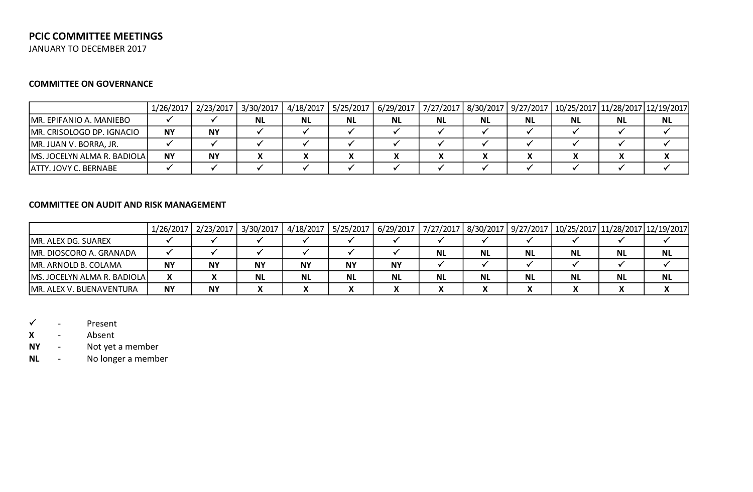**PCIC COMMITTEE MEETINGS**

JANUARY TO DECEMBER 2017

**COMMITTEE ON GOVERNANCE**

| | 1/26/2017 | 2/23/2017 | 3/30/2017 | 4/18/2017 | 5/25/2017 | 6/29/2017 | 7/27/2017 | 8/30/2017 | 9/27/2017 | 10/25/2017 | 11/28/2017 | 12/19/2017 |
|---|---|---|---|---|---|---|---|---|---|---|---|---|
| MR. EPIFANIO A. MANIEBO | ✓ | ✓ | **NL** | **NL** | **NL** | **NL** | **NL** | **NL** | **NL** | **NL** | **NL** | **NL** |
| MR. CRISOLOGO DP. IGNACIO | **NY** | **NY** | ✓ | ✓ | ✓ | ✓ | ✓ | ✓ | ✓ | ✓ | ✓ | ✓ |
| MR. JUAN V. BORRA, JR. | ✓ | ✓ | ✓ | ✓ | ✓ | ✓ | ✓ | ✓ | ✓ | ✓ | ✓ | ✓ |
| MS. JOCELYN ALMA R. BADIOLA | **NY** | **NY** | **X** | **X** | **X** | **X** | **X** | **X** | **X** | **X** | **X** | **X** |
| ATTY. JOVY C. BERNABE | ✓ | ✓ | ✓ | ✓ | ✓ | ✓ | ✓ | ✓ | ✓ | ✓ | ✓ | ✓ |

**COMMITTEE ON AUDIT AND RISK MANAGEMENT**

| | 1/26/2017 | 2/23/2017 | 3/30/2017 | 4/18/2017 | 5/25/2017 | 6/29/2017 | 7/27/2017 | 8/30/2017 | 9/27/2017 | 10/25/2017 | 11/28/2017 | 12/19/2017 |
|---|---|---|---|---|---|---|---|---|---|---|---|---|
| MR. ALEX DG. SUAREX | ✓ | ✓ | ✓ | ✓ | ✓ | ✓ | ✓ | ✓ | ✓ | ✓ | ✓ | ✓ |
| MR. DIOSCORO A. GRANADA | ✓ | ✓ | ✓ | ✓ | ✓ | ✓ | **NL** | **NL** | **NL** | **NL** | **NL** | **NL** |
| MR. ARNOLD B. COLAMA | **NY** | **NY** | **NY** | **NY** | **NY** | **NY** | ✓ | ✓ | ✓ | ✓ | ✓ | ✓ |
| MS. JOCELYN ALMA R. BADIOLA | **X** | **X** | **NL** | **NL** | **NL** | **NL** | **NL** | **NL** | **NL** | **NL** | **NL** | **NL** |
| MR. ALEX V. BUENAVENTURA | **NY** | **NY** | **X** | **X** | **X** | **X** | **X** | **X** | **X** | **X** | **X** | **X** |

✓ - Present

**X** - Absent

**NY** - Not yet a member

**NL** - No longer a member